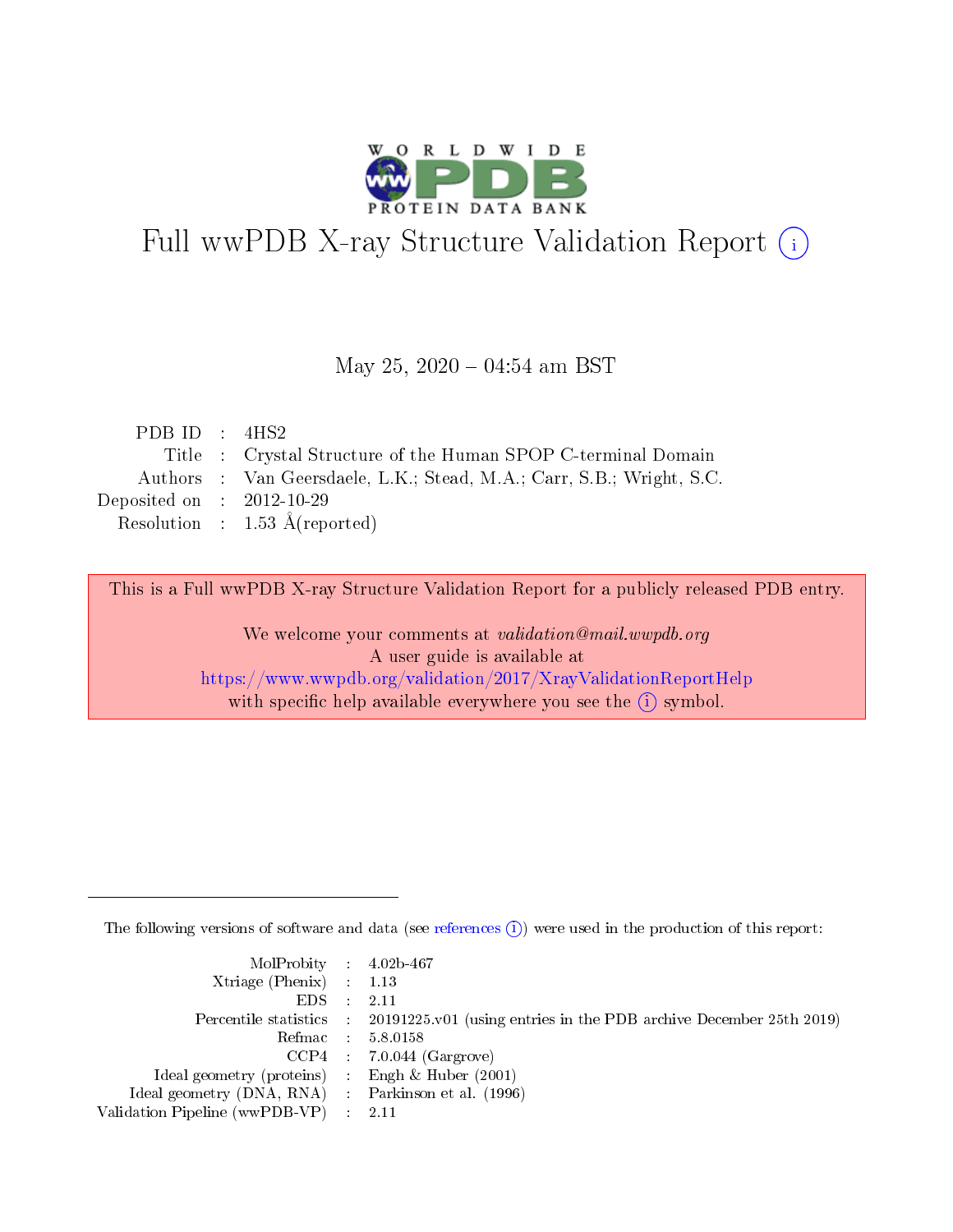# Full wwPDB X-ray Structure Validation Report (i)

May 25, 2020 – 04:54 am BST

| | | |
|---|---|---|
| PDB ID | : | 4HS2 |
| Title | : | Crystal Structure of the Human SPOP C-terminal Domain |
| Authors | : | Van Geersdaele, L.K.; Stead, M.A.; Carr, S.B.; Wright, S.C. |
| Deposited on | : | 2012-10-29 |
| Resolution | : | 1.53 Å(reported) |

This is a Full wwPDB X-ray Structure Validation Report for a publicly released PDB entry.

We welcome your comments at *validation@mail.wwpdb.org*
A user guide is available at
https://www.wwpdb.org/validation/2017/XrayValidationReportHelp
with specific help available everywhere you see the (i) symbol.

---

The following versions of software and data (see references (i)) were used in the production of this report:

| | | |
|---|---|---|
| MolProbity | : | 4.02b-467 |
| Xtriage (Phenix) | : | 1.13 |
| EDS | : | 2.11 |
| Percentile statistics | : | 20191225.v01 (using entries in the PDB archive December 25th 2019) |
| Refmac | : | 5.8.0158 |
| CCP4 | : | 7.0.044 (Gargrove) |
| Ideal geometry (proteins) | : | Engh & Huber (2001) |
| Ideal geometry (DNA, RNA) | : | Parkinson et al. (1996) |
| Validation Pipeline (wwPDB-VP) | : | 2.11 |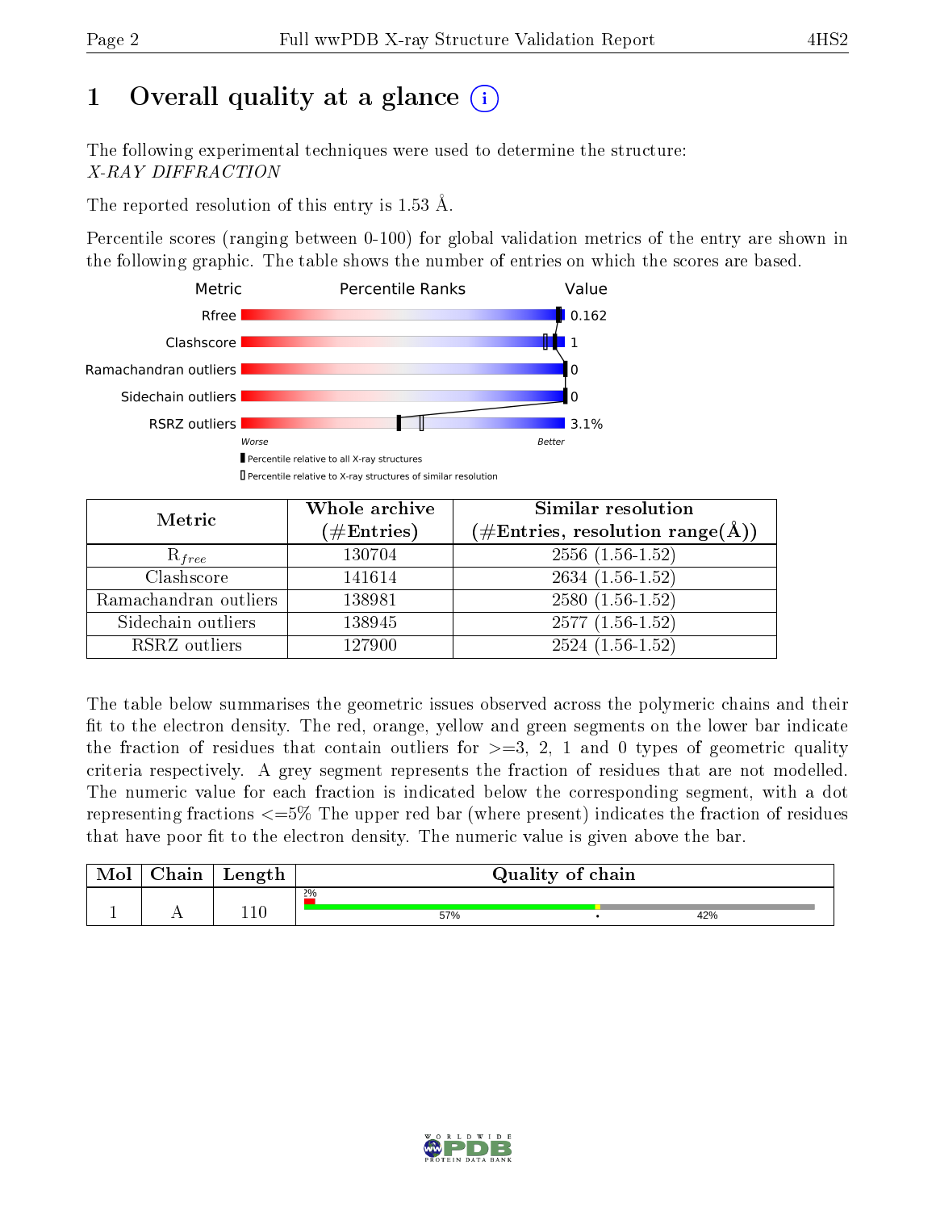# 1 Overall quality at a glance (i)

The following experimental techniques were used to determine the structure:
*X-RAY DIFFRACTION*

The reported resolution of this entry is 1.53 Å.

Percentile scores (ranging between 0-100) for global validation metrics of the entry are shown in the following graphic. The table shows the number of entries on which the scores are based.

| Metric | Value |
|---|---|
| Rfree | 0.162 |
| Clashscore | 1 |
| Ramachandran outliers | 0 |
| Sidechain outliers | 0 |
| RSRZ outliers | 3.1% |

Worse — Better

■ Percentile relative to all X-ray structures
□ Percentile relative to X-ray structures of similar resolution

| Metric | Whole archive (#Entries) | Similar resolution (#Entries, resolution range(Å)) |
|---|---|---|
| $R_{free}$ | 130704 | 2556 (1.56-1.52) |
| Clashscore | 141614 | 2634 (1.56-1.52) |
| Ramachandran outliers | 138981 | 2580 (1.56-1.52) |
| Sidechain outliers | 138945 | 2577 (1.56-1.52) |
| RSRZ outliers | 127900 | 2524 (1.56-1.52) |

The table below summarises the geometric issues observed across the polymeric chains and their fit to the electron density. The red, orange, yellow and green segments on the lower bar indicate the fraction of residues that contain outliers for >=3, 2, 1 and 0 types of geometric quality criteria respectively. A grey segment represents the fraction of residues that are not modelled. The numeric value for each fraction is indicated below the corresponding segment, with a dot representing fractions <=5% The upper red bar (where present) indicates the fraction of residues that have poor fit to the electron density. The numeric value is given above the bar.

| Mol | Chain | Length | Quality of chain |
|---|---|---|---|
| 1 | A | 110 | 2% / 57% • 42% |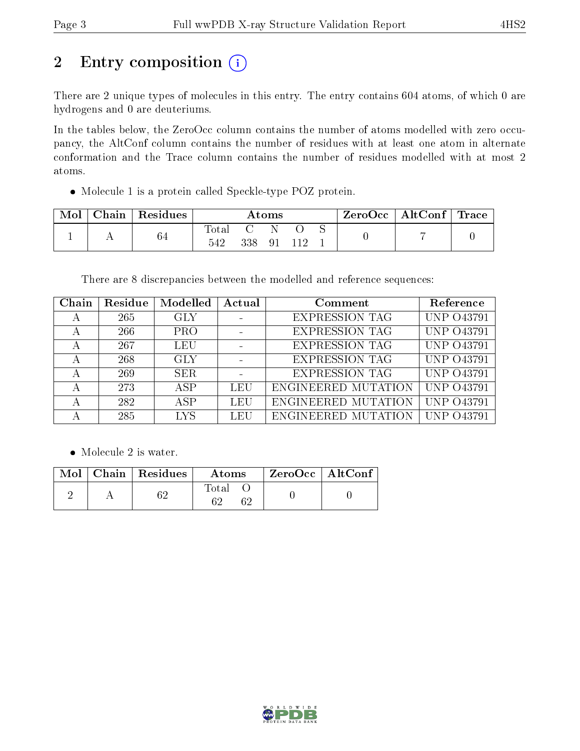# 2 Entry composition

There are 2 unique types of molecules in this entry. The entry contains 604 atoms, of which 0 are hydrogens and 0 are deuteriums.

In the tables below, the ZeroOcc column contains the number of atoms modelled with zero occupancy, the AltConf column contains the number of residues with at least one atom in alternate conformation and the Trace column contains the number of residues modelled with at most 2 atoms.

- Molecule 1 is a protein called Speckle-type POZ protein.

| Mol | Chain | Residues | Atoms | | | | | ZeroOcc | AltConf | Trace |
|---|---|---|---|---|---|---|---|---|---|---|
| | | | Total | C | N | O | S | | | |
| 1 | A | 64 | 542 | 338 | 91 | 112 | 1 | 0 | 7 | 0 |

There are 8 discrepancies between the modelled and reference sequences:

| Chain | Residue | Modelled | Actual | Comment | Reference |
|---|---|---|---|---|---|
| A | 265 | GLY | - | EXPRESSION TAG | UNP O43791 |
| A | 266 | PRO | - | EXPRESSION TAG | UNP O43791 |
| A | 267 | LEU | - | EXPRESSION TAG | UNP O43791 |
| A | 268 | GLY | - | EXPRESSION TAG | UNP O43791 |
| A | 269 | SER | - | EXPRESSION TAG | UNP O43791 |
| A | 273 | ASP | LEU | ENGINEERED MUTATION | UNP O43791 |
| A | 282 | ASP | LEU | ENGINEERED MUTATION | UNP O43791 |
| A | 285 | LYS | LEU | ENGINEERED MUTATION | UNP O43791 |

- Molecule 2 is water.

| Mol | Chain | Residues | Atoms | | ZeroOcc | AltConf |
|---|---|---|---|---|---|---|
| | | | Total | O | | |
| 2 | A | 62 | 62 | 62 | 0 | 0 |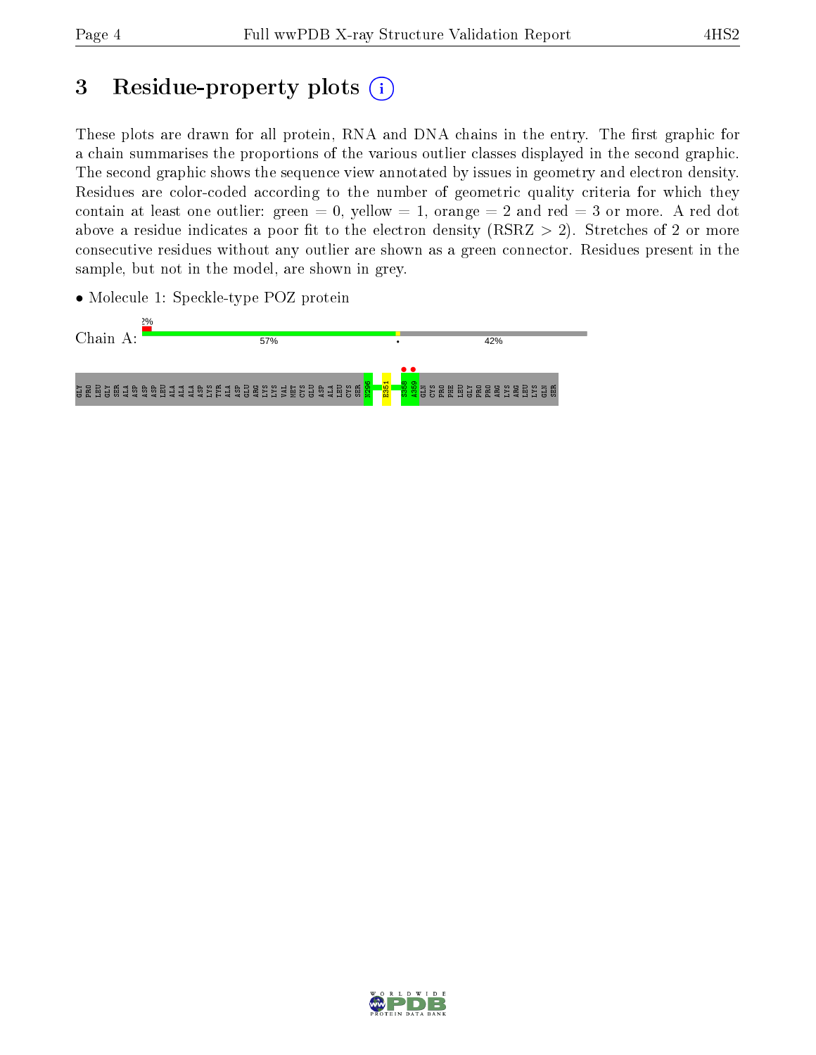# 3 Residue-property plots

These plots are drawn for all protein, RNA and DNA chains in the entry. The first graphic for a chain summarises the proportions of the various outlier classes displayed in the second graphic. The second graphic shows the sequence view annotated by issues in geometry and electron density. Residues are color-coded according to the number of geometric quality criteria for which they contain at least one outlier: green = 0, yellow = 1, orange = 2 and red = 3 or more. A red dot above a residue indicates a poor fit to the electron density (RSRZ > 2). Stretches of 2 or more consecutive residues without any outlier are shown as a green connector. Residues present in the sample, but not in the model, are shown in grey.

- Molecule 1: Speckle-type POZ protein

Chain A: 2% | 57% | • | 42%

GLY PRO LEU GLY SER ALA ASP ASP ASP LEU ALA ALA ALA ASP LYS TYR ALA ASP GLU ARG LYS LYS VAL MET CYS GLU ASP ALA LEU CYS SER N296 E351 S358 A359 GLN CYS PRO PHE LEU GLY PRO PRO ARG LYS ARG LEU LYS GLN SER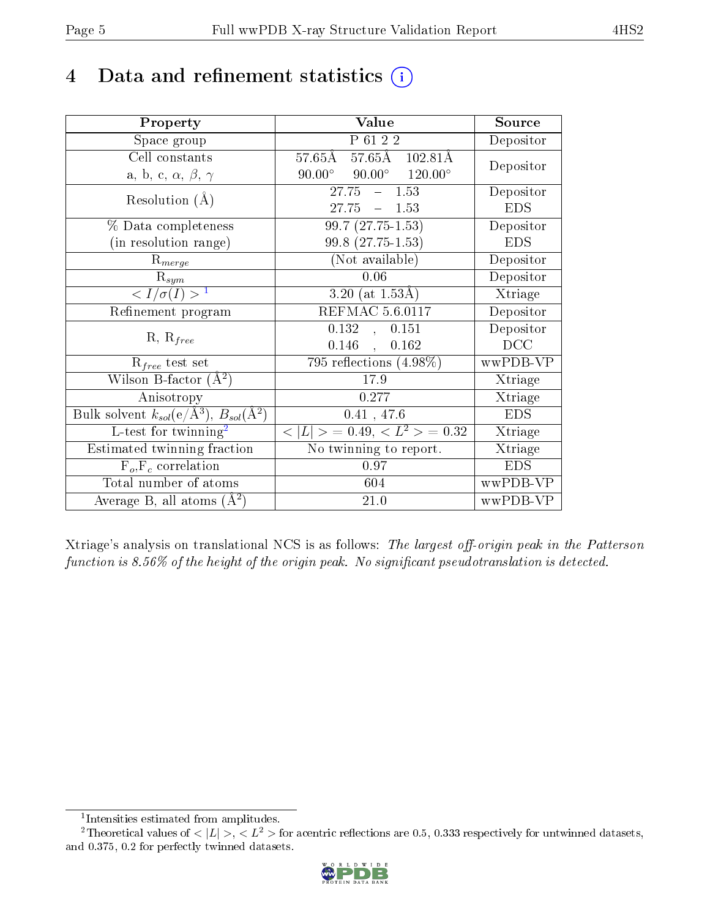# 4 Data and refinement statistics (i)

| Property | Value | Source |
|---|---|---|
| Space group | P 61 2 2 | Depositor |
| Cell constants<br>a, b, c, $\alpha$, $\beta$, $\gamma$ | 57.65Å 57.65Å 102.81Å<br>90.00° 90.00° 120.00° | Depositor |
| Resolution (Å) | 27.75 – 1.53<br>27.75 – 1.53 | Depositor<br>EDS |
| % Data completeness<br>(in resolution range) | 99.7 (27.75-1.53)<br>99.8 (27.75-1.53) | Depositor<br>EDS |
| $R_{merge}$ | (Not available) | Depositor |
| $R_{sym}$ | 0.06 | Depositor |
| $< I/\sigma(I) >$ [1] | 3.20 (at 1.53Å) | Xtriage |
| Refinement program | REFMAC 5.6.0117 | Depositor |
| R, $R_{free}$ | 0.132 , 0.151<br>0.146 , 0.162 | Depositor<br>DCC |
| $R_{free}$ test set | 795 reflections (4.98%) | wwPDB-VP |
| Wilson B-factor (Å$^2$) | 17.9 | Xtriage |
| Anisotropy | 0.277 | Xtriage |
| Bulk solvent $k_{sol}$(e/Å$^3$), $B_{sol}$(Å$^2$) | 0.41 , 47.6 | EDS |
| L-test for twinning[2] | $< \|L\| >$ = 0.49, $< L^2 >$ = 0.32 | Xtriage |
| Estimated twinning fraction | No twinning to report. | Xtriage |
| $F_o$,$F_c$ correlation | 0.97 | EDS |
| Total number of atoms | 604 | wwPDB-VP |
| Average B, all atoms (Å$^2$) | 21.0 | wwPDB-VP |

Xtriage's analysis on translational NCS is as follows: *The largest off-origin peak in the Patterson function is 8.56% of the height of the origin peak. No significant pseudotranslation is detected.*

[1] Intensities estimated from amplitudes.

[2] Theoretical values of $< |L| >$, $< L^2 >$ for acentric reflections are 0.5, 0.333 respectively for untwinned datasets, and 0.375, 0.2 for perfectly twinned datasets.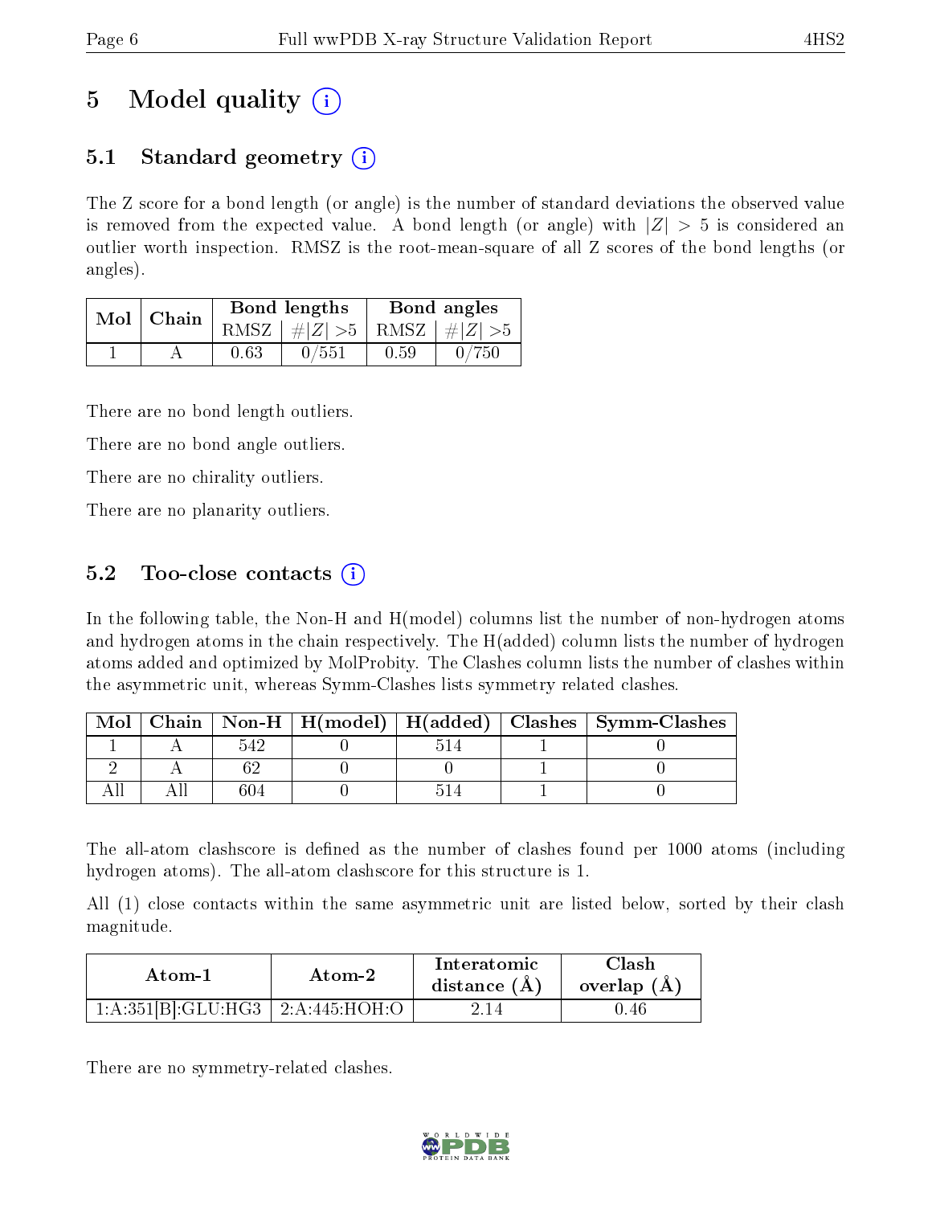# 5 Model quality (i)

## 5.1 Standard geometry (i)

The Z score for a bond length (or angle) is the number of standard deviations the observed value is removed from the expected value. A bond length (or angle) with $|Z| > 5$ is considered an outlier worth inspection. RMSZ is the root-mean-square of all Z scores of the bond lengths (or angles).

| Mol | Chain | Bond lengths | | Bond angles | |
|---|---|---|---|---|---|
| | | RMSZ | $\#\|Z\| > 5$ | RMSZ | $\#\|Z\| > 5$ |
| 1 | A | 0.63 | 0/551 | 0.59 | 0/750 |

There are no bond length outliers.

There are no bond angle outliers.

There are no chirality outliers.

There are no planarity outliers.

## 5.2 Too-close contacts (i)

In the following table, the Non-H and H(model) columns list the number of non-hydrogen atoms and hydrogen atoms in the chain respectively. The H(added) column lists the number of hydrogen atoms added and optimized by MolProbity. The Clashes column lists the number of clashes within the asymmetric unit, whereas Symm-Clashes lists symmetry related clashes.

| Mol | Chain | Non-H | H(model) | H(added) | Clashes | Symm-Clashes |
|---|---|---|---|---|---|---|
| 1 | A | 542 | 0 | 514 | 1 | 0 |
| 2 | A | 62 | 0 | 0 | 1 | 0 |
| All | All | 604 | 0 | 514 | 1 | 0 |

The all-atom clashscore is defined as the number of clashes found per 1000 atoms (including hydrogen atoms). The all-atom clashscore for this structure is 1.

All (1) close contacts within the same asymmetric unit are listed below, sorted by their clash magnitude.

| Atom-1 | Atom-2 | Interatomic distance (Å) | Clash overlap (Å) |
|---|---|---|---|
| 1:A:351[B]:GLU:HG3 | 2:A:445:HOH:O | 2.14 | 0.46 |

There are no symmetry-related clashes.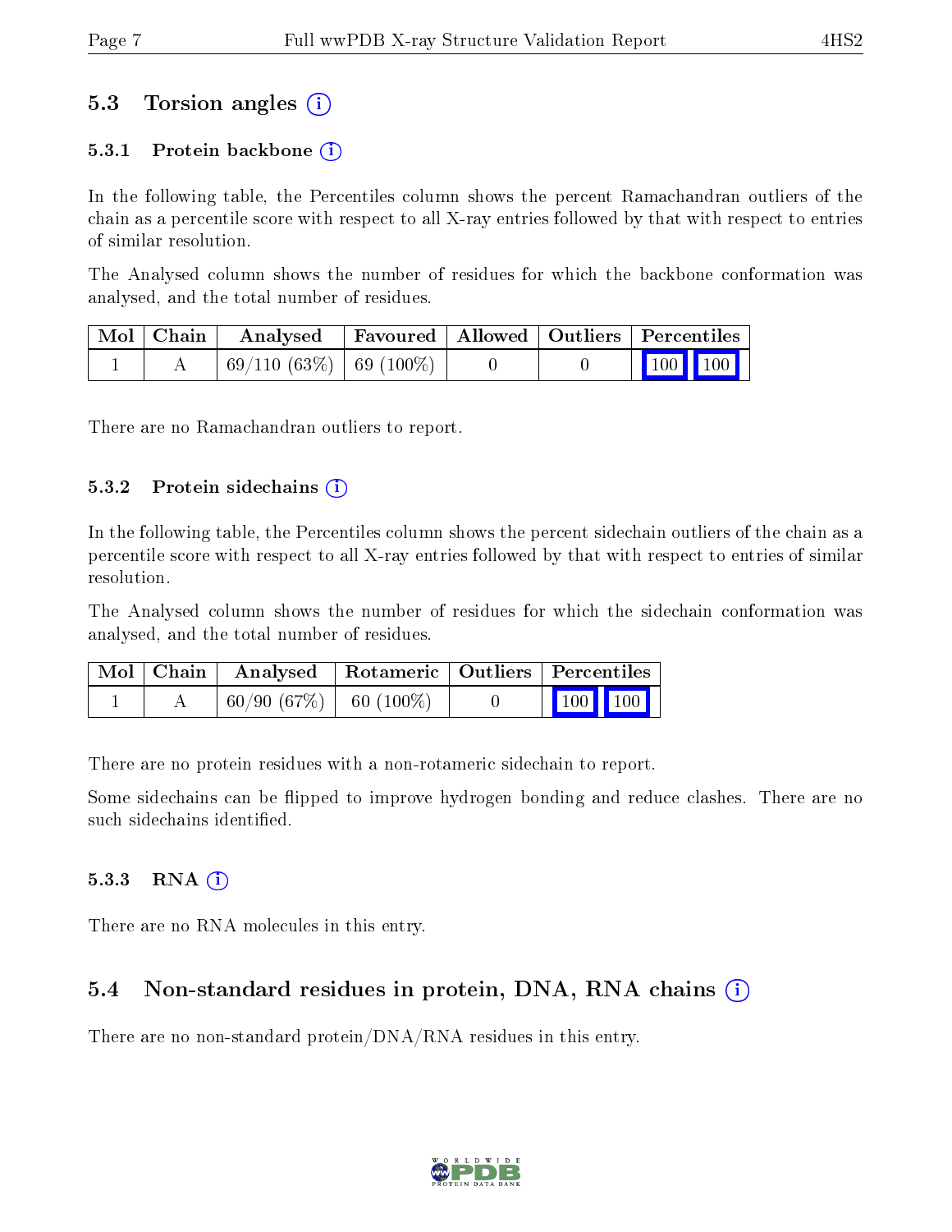## 5.3 Torsion angles (i)

### 5.3.1 Protein backbone (i)

In the following table, the Percentiles column shows the percent Ramachandran outliers of the chain as a percentile score with respect to all X-ray entries followed by that with respect to entries of similar resolution.

The Analysed column shows the number of residues for which the backbone conformation was analysed, and the total number of residues.

| Mol | Chain | Analysed | Favoured | Allowed | Outliers | Percentiles | |
|---|---|---|---|---|---|---|---|
| 1 | A | 69/110 (63%) | 69 (100%) | 0 | 0 | 100 | 100 |

There are no Ramachandran outliers to report.

### 5.3.2 Protein sidechains (i)

In the following table, the Percentiles column shows the percent sidechain outliers of the chain as a percentile score with respect to all X-ray entries followed by that with respect to entries of similar resolution.

The Analysed column shows the number of residues for which the sidechain conformation was analysed, and the total number of residues.

| Mol | Chain | Analysed | Rotameric | Outliers | Percentiles | |
|---|---|---|---|---|---|---|
| 1 | A | 60/90 (67%) | 60 (100%) | 0 | 100 | 100 |

There are no protein residues with a non-rotameric sidechain to report.

Some sidechains can be flipped to improve hydrogen bonding and reduce clashes. There are no such sidechains identified.

### 5.3.3 RNA (i)

There are no RNA molecules in this entry.

## 5.4 Non-standard residues in protein, DNA, RNA chains (i)

There are no non-standard protein/DNA/RNA residues in this entry.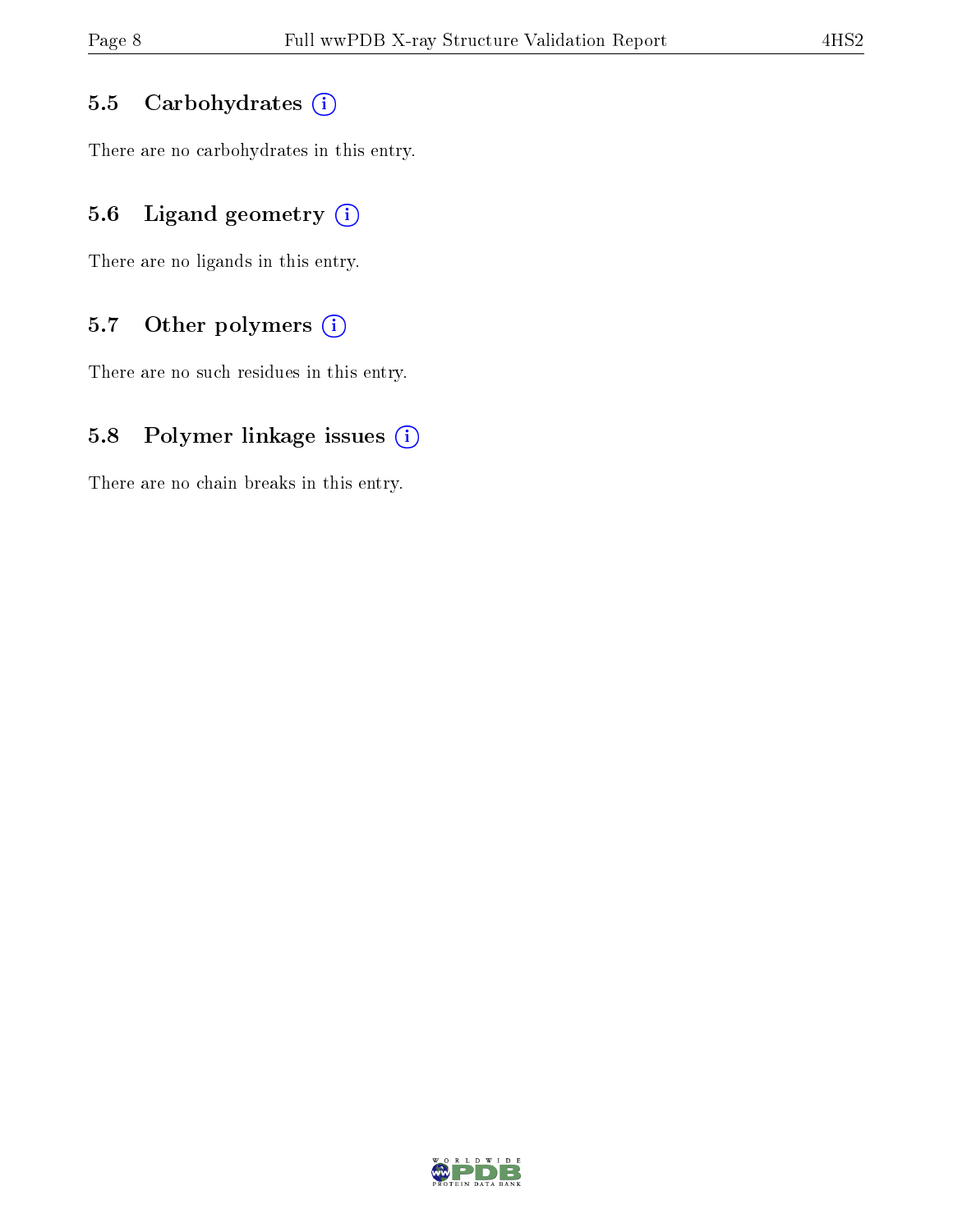### 5.5 Carbohydrates

There are no carbohydrates in this entry.

### 5.6 Ligand geometry

There are no ligands in this entry.

### 5.7 Other polymers

There are no such residues in this entry.

### 5.8 Polymer linkage issues

There are no chain breaks in this entry.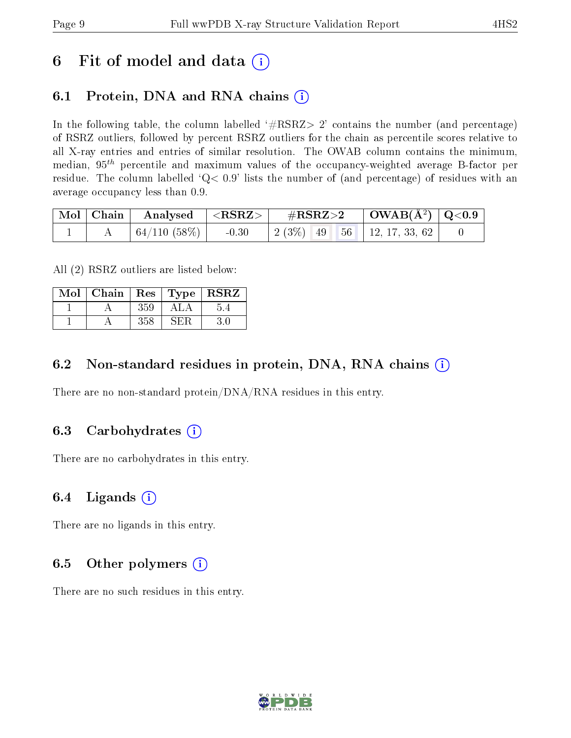# 6 Fit of model and data (i)

## 6.1 Protein, DNA and RNA chains (i)

In the following table, the column labelled '#RSRZ> 2' contains the number (and percentage) of RSRZ outliers, followed by percent RSRZ outliers for the chain as percentile scores relative to all X-ray entries and entries of similar resolution. The OWAB column contains the minimum, median, $95^{th}$ percentile and maximum values of the occupancy-weighted average B-factor per residue. The column labelled 'Q< 0.9' lists the number of (and percentage) of residues with an average occupancy less than 0.9.

| Mol | Chain | Analysed | <RSRZ> | #RSRZ>2 | | | OWAB(Å$^2$) | Q<0.9 |
|---|---|---|---|---|---|---|---|---|
| 1 | A | 64/110 (58%) | -0.30 | 2 (3%) | 49 | 56 | 12, 17, 33, 62 | 0 |

All (2) RSRZ outliers are listed below:

| Mol | Chain | Res | Type | RSRZ |
|---|---|---|---|---|
| 1 | A | 359 | ALA | 5.4 |
| 1 | A | 358 | SER | 3.0 |

## 6.2 Non-standard residues in protein, DNA, RNA chains (i)

There are no non-standard protein/DNA/RNA residues in this entry.

## 6.3 Carbohydrates (i)

There are no carbohydrates in this entry.

## 6.4 Ligands (i)

There are no ligands in this entry.

## 6.5 Other polymers (i)

There are no such residues in this entry.